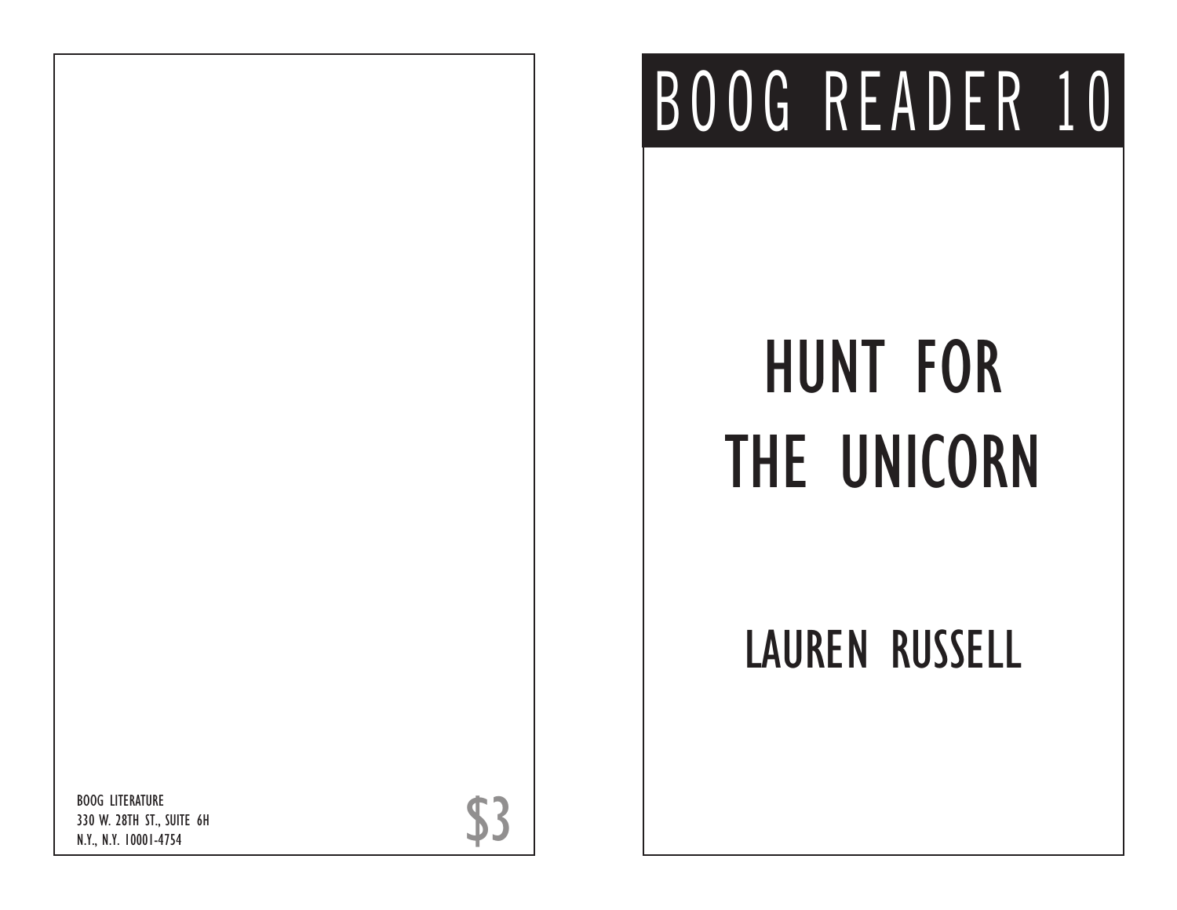BOOG LITERATURE
330 W. 28TH ST., SUITE 6H
N.Y., N.Y. 10001-4754

$3

# BOOG READER 10

# HUNT FOR THE UNICORN

## LAUREN RUSSELL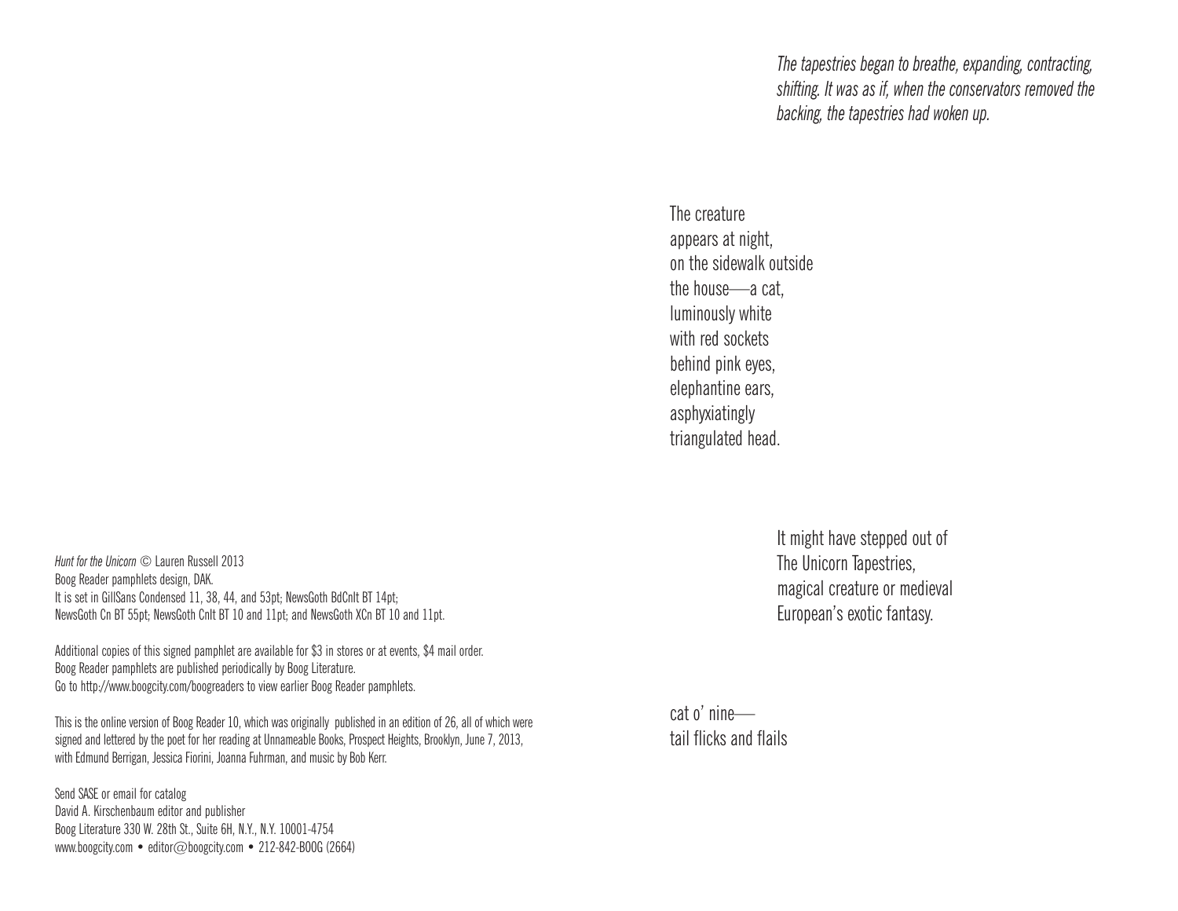*Hunt for the Unicorn* © Lauren Russell 2013
Boog Reader pamphlets design, DAK.
It is set in GillSans Condensed 11, 38, 44, and 53pt; NewsGoth BdCnIt BT 14pt;
NewsGoth Cn BT 55pt; NewsGoth CnIt BT 10 and 11pt; and NewsGoth XCn BT 10 and 11pt.

Additional copies of this signed pamphlet are available for $3 in stores or at events, $4 mail order.
Boog Reader pamphlets are published periodically by Boog Literature.
Go to http://www.boogcity.com/boogreaders to view earlier Boog Reader pamphlets.

This is the online version of Boog Reader 10, which was originally published in an edition of 26, all of which were signed and lettered by the poet for her reading at Unnameable Books, Prospect Heights, Brooklyn, June 7, 2013, with Edmund Berrigan, Jessica Fiorini, Joanna Fuhrman, and music by Bob Kerr.

Send SASE or email for catalog
David A. Kirschenbaum editor and publisher
Boog Literature 330 W. 28th St., Suite 6H, N.Y., N.Y. 10001-4754
www.boogcity.com • editor@boogcity.com • 212-842-BOOG (2664)

*The tapestries began to breathe, expanding, contracting, shifting. It was as if, when the conservators removed the backing, the tapestries had woken up.*

The creature
appears at night,
on the sidewalk outside
the house—a cat,
luminously white
with red sockets
behind pink eyes,
elephantine ears,
asphyxiatingly
triangulated head.

It might have stepped out of
The Unicorn Tapestries,
magical creature or medieval
European's exotic fantasy.

cat o' nine—
tail flicks and flails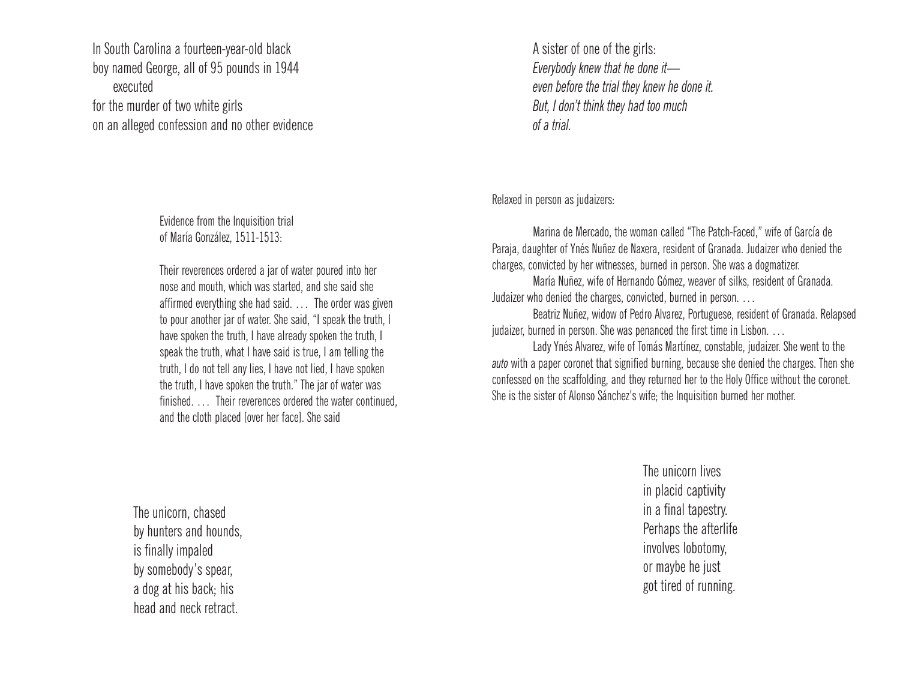In South Carolina a fourteen-year-old black
boy named George, all of 95 pounds in 1944
executed
for the murder of two white girls
on an alleged confession and no other evidence

A sister of one of the girls:
*Everybody knew that he done it—*
*even before the trial they knew he done it.*
*But, I don't think they had too much*
*of a trial.*

Evidence from the Inquisition trial
of María González, 1511-1513:

Their reverences ordered a jar of water poured into her nose and mouth, which was started, and she said she affirmed everything she had said. . . . The order was given to pour another jar of water. She said, "I speak the truth, I have spoken the truth, I have already spoken the truth, I speak the truth, what I have said is true, I am telling the truth, I do not tell any lies, I have not lied, I have spoken the truth, I have spoken the truth." The jar of water was finished. . . . Their reverences ordered the water continued, and the cloth placed [over her face]. She said

Relaxed in person as judaizers:

Marina de Mercado, the woman called "The Patch-Faced," wife of García de Paraja, daughter of Ynés Nuñez de Naxera, resident of Granada. Judaizer who denied the charges, convicted by her witnesses, burned in person. She was a dogmatizer.

María Nuñez, wife of Hernando Gómez, weaver of silks, resident of Granada. Judaizer who denied the charges, convicted, burned in person. . . .

Beatriz Nuñez, widow of Pedro Alvarez, Portuguese, resident of Granada. Relapsed judaizer, burned in person. She was penanced the first time in Lisbon. . . .

Lady Ynés Alvarez, wife of Tomás Martínez, constable, judaizer. She went to the *auto* with a paper coronet that signified burning, because she denied the charges. Then she confessed on the scaffolding, and they returned her to the Holy Office without the coronet. She is the sister of Alonso Sánchez's wife; the Inquisition burned her mother.

The unicorn, chased
by hunters and hounds,
is finally impaled
by somebody's spear,
a dog at his back; his
head and neck retract.

The unicorn lives
in placid captivity
in a final tapestry.
Perhaps the afterlife
involves lobotomy,
or maybe he just
got tired of running.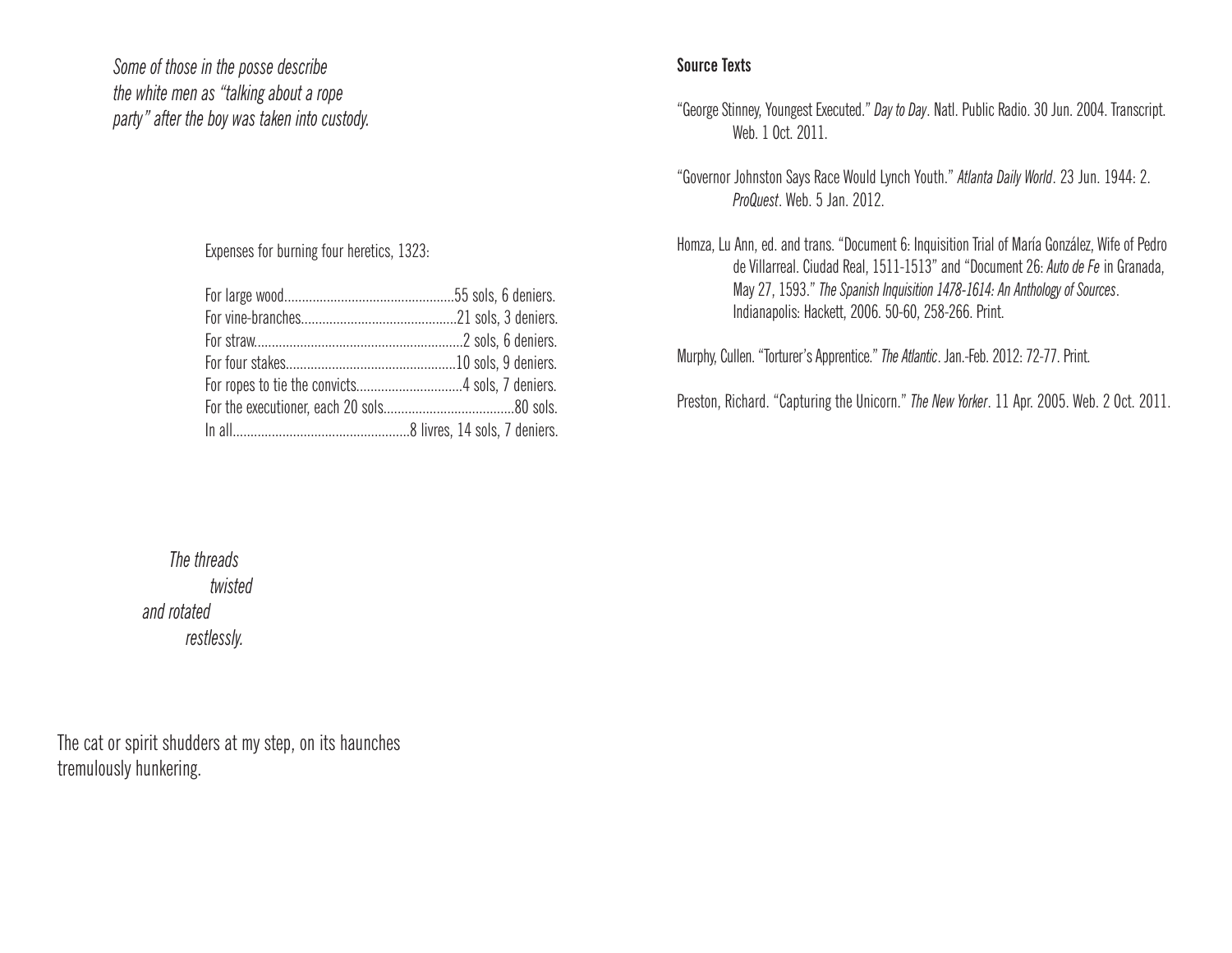*Some of those in the posse describe*
*the white men as "talking about a rope*
*party" after the boy was taken into custody.*

Expenses for burning four heretics, 1323:

| | |
|---|---|
| For large wood | 55 sols, 6 deniers. |
| For vine-branches | 21 sols, 3 deniers. |
| For straw | 2 sols, 6 deniers. |
| For four stakes | 10 sols, 9 deniers. |
| For ropes to tie the convicts | 4 sols, 7 deniers. |
| For the executioner, each 20 sols | 80 sols. |
| In all | 8 livres, 14 sols, 7 deniers. |

*The threads*
*twisted*
*and rotated*
*restlessly.*

The cat or spirit shudders at my step, on its haunches
tremulously hunkering.

**Source Texts**

"George Stinney, Youngest Executed." *Day to Day*. Natl. Public Radio. 30 Jun. 2004. Transcript. Web. 1 Oct. 2011.

"Governor Johnston Says Race Would Lynch Youth." *Atlanta Daily World*. 23 Jun. 1944: 2. *ProQuest*. Web. 5 Jan. 2012.

Homza, Lu Ann, ed. and trans. "Document 6: Inquisition Trial of María González, Wife of Pedro de Villarreal. Ciudad Real, 1511-1513" and "Document 26: *Auto de Fe* in Granada, May 27, 1593." *The Spanish Inquisition 1478-1614: An Anthology of Sources*. Indianapolis: Hackett, 2006. 50-60, 258-266. Print.

Murphy, Cullen. "Torturer's Apprentice." *The Atlantic*. Jan.-Feb. 2012: 72-77. Print.

Preston, Richard. "Capturing the Unicorn." *The New Yorker*. 11 Apr. 2005. Web. 2 Oct. 2011.